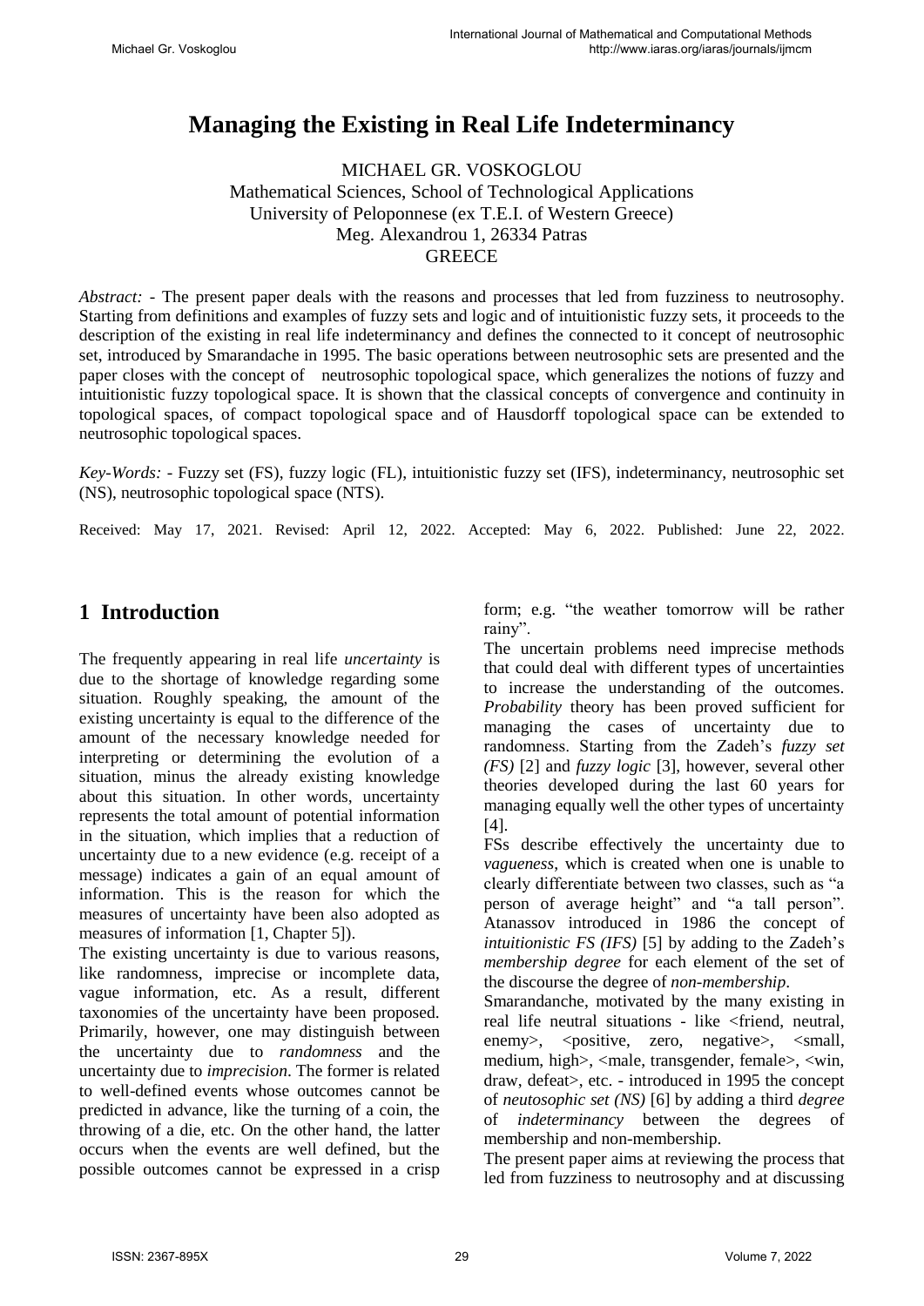# Managing the Existing in Real Life Indeterminancy

MICHAEL GR. VOSKOGLOU
Mathematical Sciences, School of Technological Applications
University of Peloponnese (ex T.E.I. of Western Greece)
Meg. Alexandrou 1, 26334 Patras
GREECE

*Abstract:* - The present paper deals with the reasons and processes that led from fuzziness to neutrosophy. Starting from definitions and examples of fuzzy sets and logic and of intuitionistic fuzzy sets, it proceeds to the description of the existing in real life indeterminancy and defines the connected to it concept of neutrosophic set, introduced by Smarandache in 1995. The basic operations between neutrosophic sets are presented and the paper closes with the concept of neutrosophic topological space, which generalizes the notions of fuzzy and intuitionistic fuzzy topological space. It is shown that the classical concepts of convergence and continuity in topological spaces, of compact topological space and of Hausdorff topological space can be extended to neutrosophic topological spaces.

*Key-Words:* - Fuzzy set (FS), fuzzy logic (FL), intuitionistic fuzzy set (IFS), indeterminancy, neutrosophic set (NS), neutrosophic topological space (NTS).

Received: May 17, 2021. Revised: April 12, 2022. Accepted: May 6, 2022. Published: June 22, 2022.

## 1 Introduction

The frequently appearing in real life *uncertainty* is due to the shortage of knowledge regarding some situation. Roughly speaking, the amount of the existing uncertainty is equal to the difference of the amount of the necessary knowledge needed for interpreting or determining the evolution of a situation, minus the already existing knowledge about this situation. In other words, uncertainty represents the total amount of potential information in the situation, which implies that a reduction of uncertainty due to a new evidence (e.g. receipt of a message) indicates a gain of an equal amount of information. This is the reason for which the measures of uncertainty have been also adopted as measures of information [1, Chapter 5]).

The existing uncertainty is due to various reasons, like randomness, imprecise or incomplete data, vague information, etc. As a result, different taxonomies of the uncertainty have been proposed. Primarily, however, one may distinguish between the uncertainty due to *randomness* and the uncertainty due to *imprecision*. The former is related to well-defined events whose outcomes cannot be predicted in advance, like the turning of a coin, the throwing of a die, etc. On the other hand, the latter occurs when the events are well defined, but the possible outcomes cannot be expressed in a crisp form; e.g. "the weather tomorrow will be rather rainy".

The uncertain problems need imprecise methods that could deal with different types of uncertainties to increase the understanding of the outcomes. *Probability* theory has been proved sufficient for managing the cases of uncertainty due to randomness. Starting from the Zadeh's *fuzzy set (FS)* [2] and *fuzzy logic* [3], however, several other theories developed during the last 60 years for managing equally well the other types of uncertainty [4].

FSs describe effectively the uncertainty due to *vagueness*, which is created when one is unable to clearly differentiate between two classes, such as "a person of average height" and "a tall person". Atanassov introduced in 1986 the concept of *intuitionistic FS (IFS)* [5] by adding to the Zadeh's *membership degree* for each element of the set of the discourse the degree of *non-membership*.

Smarandanche, motivated by the many existing in real life neutral situations - like <friend, neutral, enemy>, <positive, zero, negative>, <small, medium, high>, <male, transgender, female>, <win, draw, defeat>, etc. - introduced in 1995 the concept of *neutosophic set (NS)* [6] by adding a third *degree* of *indeterminancy* between the degrees of membership and non-membership.

The present paper aims at reviewing the process that led from fuzziness to neutrosophy and at discussing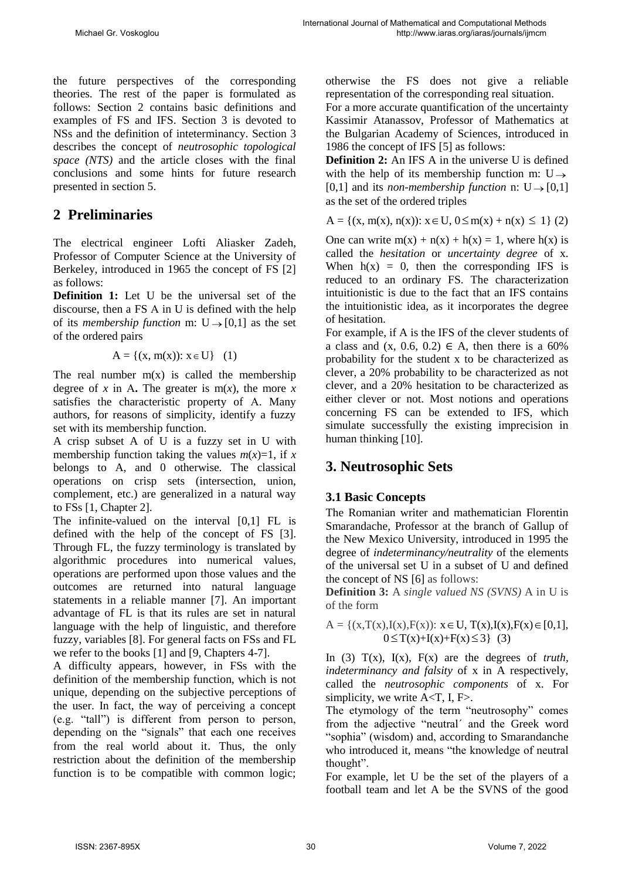the future perspectives of the corresponding theories. The rest of the paper is formulated as follows: Section 2 contains basic definitions and examples of FS and IFS. Section 3 is devoted to NSs and the definition of inteterminancy. Section 3 describes the concept of *neutrosophic topological space (NTS)* and the article closes with the final conclusions and some hints for future research presented in section 5.

## 2 Preliminaries

The electrical engineer Lofti Aliasker Zadeh, Professor of Computer Science at the University of Berkeley, introduced in 1965 the concept of FS [2] as follows:

**Definition 1:** Let U be the universal set of the discourse, then a FS A in U is defined with the help of its *membership function* m: $U \rightarrow [0,1]$ as the set of the ordered pairs

$$A = \{(x, m(x)): x \in U\} \quad (1)$$

The real number m(x) is called the membership degree of *x* in A**.** The greater is m(*x*), the more *x* satisfies the characteristic property of A. Many authors, for reasons of simplicity, identify a fuzzy set with its membership function.

A crisp subset A of U is a fuzzy set in U with membership function taking the values $m(x)=1$, if *x* belongs to A, and 0 otherwise. The classical operations on crisp sets (intersection, union, complement, etc.) are generalized in a natural way to FSs [1, Chapter 2].

The infinite-valued on the interval [0,1] FL is defined with the help of the concept of FS [3]. Through FL, the fuzzy terminology is translated by algorithmic procedures into numerical values, operations are performed upon those values and the outcomes are returned into natural language statements in a reliable manner [7]. An important advantage of FL is that its rules are set in natural language with the help of linguistic, and therefore fuzzy, variables [8]. For general facts on FSs and FL we refer to the books [1] and [9, Chapters 4-7].

A difficulty appears, however, in FSs with the definition of the membership function, which is not unique, depending on the subjective perceptions of the user. In fact, the way of perceiving a concept (e.g. "tall") is different from person to person, depending on the "signals" that each one receives from the real world about it. Thus, the only restriction about the definition of the membership function is to be compatible with common logic; otherwise the FS does not give a reliable representation of the corresponding real situation.

For a more accurate quantification of the uncertainty Kassimir Atanassov, Professor of Mathematics at the Bulgarian Academy of Sciences, introduced in 1986 the concept of IFS [5] as follows:

**Definition 2:** An IFS A in the universe U is defined with the help of its membership function m: $U \rightarrow [0,1]$ and its *non-membership function* n: $U \rightarrow [0,1]$ as the set of the ordered triples

$$A = \{(x, m(x), n(x)): x \in U, 0 \leq m(x) + n(x) \leq 1\} \quad (2)$$

One can write $m(x) + n(x) + h(x) = 1$, where h(x) is called the *hesitation* or *uncertainty degree* of x. When $h(x) = 0$, then the corresponding IFS is reduced to an ordinary FS. The characterization intuitionistic is due to the fact that an IFS contains the intuitionistic idea, as it incorporates the degree of hesitation.

For example, if A is the IFS of the clever students of a class and $(x, 0.6, 0.2) \in A$, then there is a 60% probability for the student x to be characterized as clever, a 20% probability to be characterized as not clever, and a 20% hesitation to be characterized as either clever or not. Most notions and operations concerning FS can be extended to IFS, which simulate successfully the existing imprecision in human thinking [10].

## 3. Neutrosophic Sets

### 3.1 Basic Concepts

The Romanian writer and mathematician Florentin Smarandache, Professor at the branch of Gallup of the New Mexico University, introduced in 1995 the degree of *indeterminancy/neutrality* of the elements of the universal set U in a subset of U and defined the concept of NS [6] as follows:

**Definition 3:** A *single valued NS (SVNS)* A in U is of the form

$$A = \{(x,T(x),I(x),F(x)): x \in U, T(x),I(x),F(x) \in [0,1], 0 \leq T(x)+I(x)+F(x) \leq 3\} \quad (3)$$

In (3) T(x), I(x), F(x) are the degrees of *truth, indeterminancy and falsity* of x in A respectively, called the *neutrosophic components* of x. For simplicity, we write A<T, I, F>.

The etymology of the term "neutrosophy" comes from the adjective "neutral´ and the Greek word "sophia" (wisdom) and, according to Smarandanche who introduced it, means "the knowledge of neutral thought".

For example, let U be the set of the players of a football team and let A be the SVNS of the good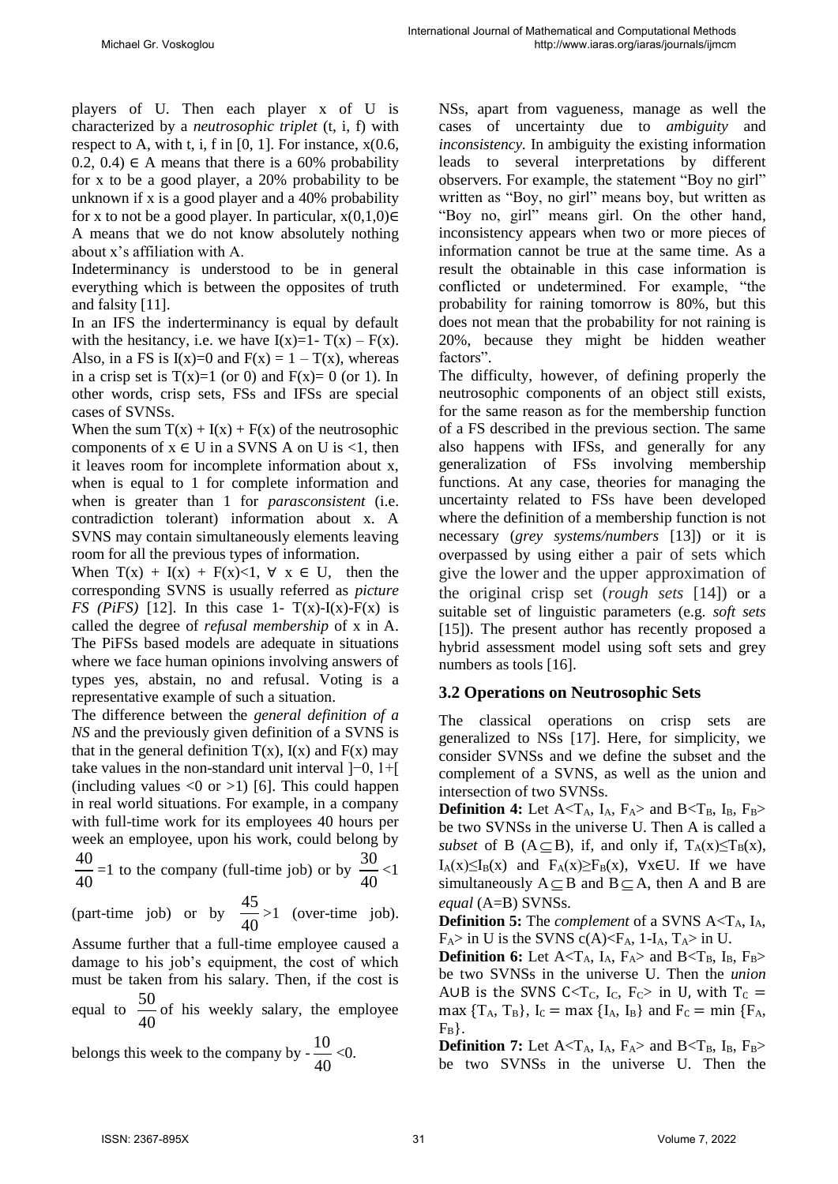players of U. Then each player x of U is characterized by a *neutrosophic triplet* (t, i, f) with respect to A, with t, i, f in [0, 1]. For instance, $x(0.6, 0.2, 0.4) \in A$ means that there is a 60% probability for x to be a good player, a 20% probability to be unknown if x is a good player and a 40% probability for x to not be a good player. In particular, $x(0,1,0) \in A$ means that we do not know absolutely nothing about x's affiliation with A.

Indeterminancy is understood to be in general everything which is between the opposites of truth and falsity [11].

In an IFS the inderterminancy is equal by default with the hesitancy, i.e. we have $I(x)=1- T(x) – F(x)$. Also, in a FS is $I(x)=0$ and $F(x) = 1 – T(x)$, whereas in a crisp set is $T(x)=1$ (or 0) and $F(x)= 0$ (or 1). In other words, crisp sets, FSs and IFSs are special cases of SVNSs.

When the sum $T(x) + I(x) + F(x)$ of the neutrosophic components of $x \in U$ in a SVNS A on U is <1, then it leaves room for incomplete information about x, when is equal to 1 for complete information and when is greater than 1 for *parasconsistent* (i.e. contradiction tolerant) information about x. A SVNS may contain simultaneously elements leaving room for all the previous types of information.

When $T(x) + I(x) + F(x)<1$, $\forall$ $x \in U$, then the corresponding SVNS is usually referred as *picture FS (PiFS)* [12]. In this case $1- T(x)-I(x)-F(x)$ is called the degree of *refusal membership* of x in A. The PiFSs based models are adequate in situations where we face human opinions involving answers of types yes, abstain, no and refusal. Voting is a representative example of such a situation.

The difference between the *general definition of a NS* and the previously given definition of a SVNS is that in the general definition T(x), I(x) and F(x) may take values in the non-standard unit interval $]^-0, 1^+[$ (including values <0 or >1) [6]. This could happen in real world situations. For example, in a company with full-time work for its employees 40 hours per week an employee, upon his work, could belong by $\frac{40}{40}=1$ to the company (full-time job) or by $\frac{30}{40}<1$ (part-time job) or by $\frac{45}{40}>1$ (over-time job). Assume further that a full-time employee caused a damage to his job's equipment, the cost of which must be taken from his salary. Then, if the cost is equal to $\frac{50}{40}$ of his weekly salary, the employee belongs this week to the company by $-\frac{10}{40}<0$.

NSs, apart from vagueness, manage as well the cases of uncertainty due to *ambiguity* and *inconsistency*. In ambiguity the existing information leads to several interpretations by different observers. For example, the statement "Boy no girl" written as "Boy, no girl" means boy, but written as "Boy no, girl" means girl. On the other hand, inconsistency appears when two or more pieces of information cannot be true at the same time. As a result the obtainable in this case information is conflicted or undetermined. For example, "the probability for raining tomorrow is 80%, but this does not mean that the probability for not raining is 20%, because they might be hidden weather factors".

The difficulty, however, of defining properly the neutrosophic components of an object still exists, for the same reason as for the membership function of a FS described in the previous section. The same also happens with IFSs, and generally for any generalization of FSs involving membership functions. At any case, theories for managing the uncertainty related to FSs have been developed where the definition of a membership function is not necessary (*grey systems/numbers* [13]) or it is overpassed by using either a pair of sets which give the lower and the upper approximation of the original crisp set (*rough sets* [14]) or a suitable set of linguistic parameters (e.g. *soft sets* [15]). The present author has recently proposed a hybrid assessment model using soft sets and grey numbers as tools [16].

### 3.2 Operations on Neutrosophic Sets

The classical operations on crisp sets are generalized to NSs [17]. Here, for simplicity, we consider SVNSs and we define the subset and the complement of a SVNS, as well as the union and intersection of two SVNSs.

**Definition 4:** Let $A<T_A, I_A, F_A>$ and $B<T_B, I_B, F_B>$ be two SVNSs in the universe U. Then A is called a *subset* of B ($A \subseteq B$), if, and only if, $T_A(x) \leq T_B(x)$, $I_A(x) \leq I_B(x)$ and $F_A(x) \geq F_B(x)$, $\forall x \in U$. If we have simultaneously $A \subseteq B$ and $B \subseteq A$, then A and B are *equal* (A=B) SVNSs.

**Definition 5:** The *complement* of a SVNS $A<T_A, I_A, F_A>$ in U is the SVNS $c(A)<F_A, 1-I_A, T_A>$ in U.

**Definition 6:** Let $A<T_A, I_A, F_A>$ and $B<T_B, I_B, F_B>$ be two SVNSs in the universe U. Then the *union* $A \cup B$ is the SVNS $C<T_C, I_C, F_C>$ in U, with $T_C = \max\{T_A, T_B\}$, $I_C = \max\{I_A, I_B\}$ and $F_C = \min\{F_A, F_B\}$.

**Definition 7:** Let $A<T_A, I_A, F_A>$ and $B<T_B, I_B, F_B>$ be two SVNSs in the universe U. Then the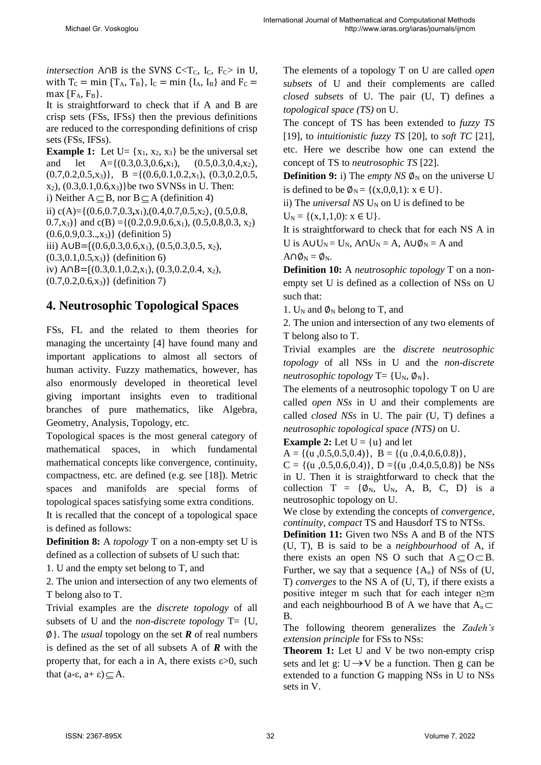*intersection* A∩B is the SVNS C<$T_C$, $I_C$, $F_C$> in U, with $T_C = \min\{T_A, T_B\}$, $I_C = \min\{I_A, I_B\}$ and $F_C = \max\{F_A, F_B\}$.

It is straightforward to check that if A and B are crisp sets (FSs, IFSs) then the previous definitions are reduced to the corresponding definitions of crisp sets (FSs, IFSs).

**Example 1:** Let U= {$x_1$, $x_2$, $x_3$} be the universal set and let A={(0.3,0.3,0.6,$x_1$), (0.5,0.3,0.4,$x_2$), (0.7,0.2,0.5,$x_3$)}, B ={(0.6,0.1,0.2,$x_1$), (0.3,0.2,0.5, $x_2$), (0.3,0.1,0.6,$x_3$)}be two SVNSs in U. Then:

i) Neither A⊆B, nor B⊆A (definition 4)

ii) c(A)={(0.6,0.7,0.3,$x_1$),(0.4,0.7,0.5,$x_2$), (0.5,0.8, 0.7,$x_3$)} and c(B) ={(0.2,0.9,0.6,$x_1$), (0.5,0.8,0.3, $x_2$) (0.6,0.9,0.3..,$x_3$)} (definition 5)

iii) A∪B={(0.6,0.3,0.6,$x_1$), (0.5,0.3,0.5, $x_2$), (0.3,0.1,0.5,$x_3$)} (definition 6)

iv) A∩B={(0.3,0.1,0.2,$x_1$), (0.3,0.2,0.4, $x_2$), (0.7,0.2,0.6,$x_3$)} (definition 7)

# 4. Neutrosophic Topological Spaces

FSs, FL and the related to them theories for managing the uncertainty [4] have found many and important applications to almost all sectors of human activity. Fuzzy mathematics, however, has also enormously developed in theoretical level giving important insights even to traditional branches of pure mathematics, like Algebra, Geometry, Analysis, Topology, etc.

Topological spaces is the most general category of mathematical spaces, in which fundamental mathematical concepts like convergence, continuity, compactness, etc. are defined (e.g. see [18]). Metric spaces and manifolds are special forms of topological spaces satisfying some extra conditions.

It is recalled that the concept of a topological space is defined as follows:

**Definition 8:** A *topology* T on a non-empty set U is defined as a collection of subsets of U such that:

1. U and the empty set belong to T, and

2. The union and intersection of any two elements of T belong also to T.

Trivial examples are the *discrete topology* of all subsets of U and the *non-discrete topology* T= {U, ∅}. The *usual* topology on the set ***R*** of real numbers is defined as the set of all subsets A of ***R*** with the property that, for each a in A, there exists ε>0, such that (a-ε, a+ ε)⊆A.

The elements of a topology T on U are called *open subsets* of U and their complements are called *closed subsets* of U. The pair (U, T) defines a *topological space (TS)* on U.

The concept of TS has been extended to *fuzzy TS* [19], to *intuitionistic fuzzy TS* [20], to *soft TC* [21], etc. Here we describe how one can extend the concept of TS to *neutrosophic TS* [22].

**Definition 9:** i) The *empty NS* $\emptyset_N$ on the universe U is defined to be $\emptyset_N = \{(x,0,0,1): x \in U\}$.

ii) The *universal NS* $U_N$ on U is defined to be $U_N = \{(x,1,1,0): x \in U\}$.

It is straightforward to check that for each NS A in U is $A \cup U_N = U_N$, $A \cap U_N = A$, $A \cup \emptyset_N = A$ and $A \cap \emptyset_N = \emptyset_N$.

**Definition 10:** A *neutrosophic topology* T on a non-empty set U is defined as a collection of NSs on U such that:

1. $U_N$ and $\emptyset_N$ belong to T, and

2. The union and intersection of any two elements of T belong also to T.

Trivial examples are the *discrete neutrosophic topology* of all NSs in U and the *non-discrete neutrosophic topology* T= {$U_N$, $\emptyset_N$}.

The elements of a neutrosophic topology T on U are called *open NSs* in U and their complements are called *closed NSs* in U. The pair (U, T) defines a *neutrosophic topological space (NTS)* on U.

**Example 2:** Let U = {u} and let A = {(u ,0.5,0.5,0.4)}, B = {(u ,0.4,0.6,0.8)}, C = {(u ,0.5,0.6,0.4)}, D ={(u ,0.4,0.5,0.8)} be NSs in U. Then it is straightforward to check that the collection T = {$\emptyset_N$, $U_N$, A, B, C, D} is a neutrosophic topology on U.

We close by extending the concepts of *convergence*, *continuity*, *compact* TS and Hausdorf TS to NTSs.

**Definition 11:** Given two NSs A and B of the NTS (U, T), B is said to be a *neighbourhood* of A, if there exists an open NS O such that A⊆O⊂B. Further, we say that a sequence {$A_n$} of NSs of (U, T) *converges* to the NS A of (U, T), if there exists a positive integer m such that for each integer n≥m and each neighbourhood B of A we have that $A_n$⊂ B.

The following theorem generalizes the *Zadeh's extension principle* for FSs to NSs:

**Theorem 1:** Let U and V be two non-empty crisp sets and let g: U→V be a function. Then g can be extended to a function G mapping NSs in U to NSs sets in V.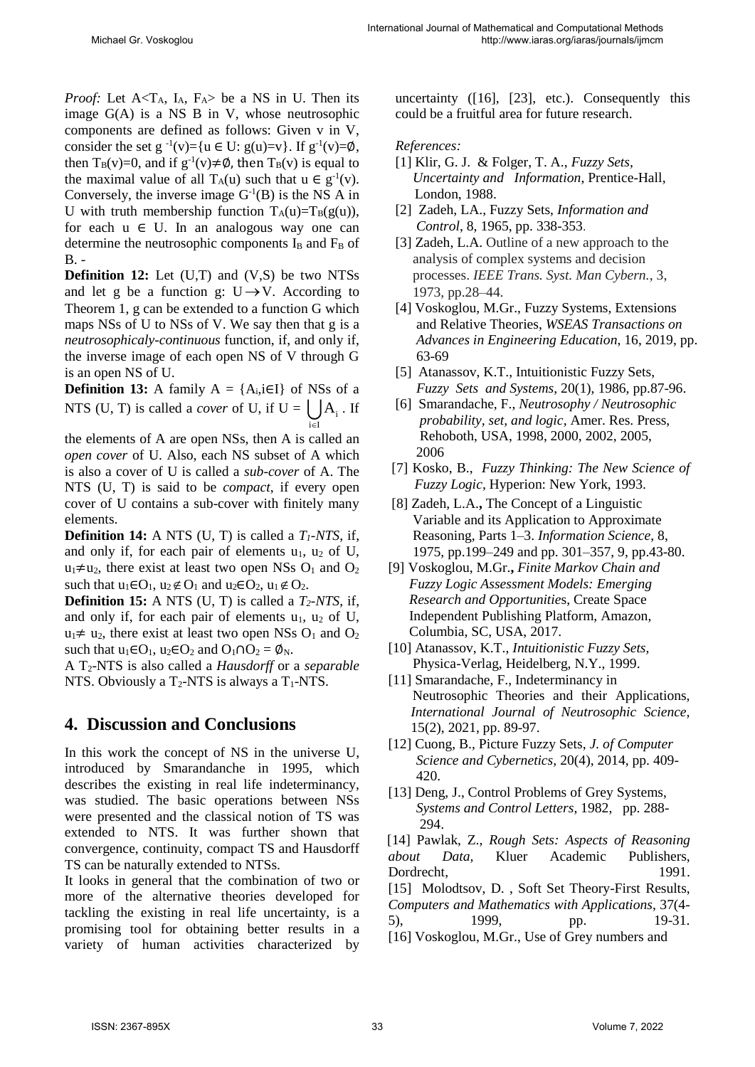*Proof:* Let $A<T_A, I_A, F_A>$ be a NS in U. Then its image G(A) is a NS B in V, whose neutrosophic components are defined as follows: Given v in V, consider the set $g^{-1}(v)=\{u \in U: g(u)=v\}$. If $g^{-1}(v)=\emptyset$, then $T_B(v)=0$, and if $g^{-1}(v)\neq\emptyset$, then $T_B(v)$ is equal to the maximal value of all $T_A(u)$ such that $u \in g^{-1}(v)$. Conversely, the inverse image $G^{-1}(B)$ is the NS A in U with truth membership function $T_A(u)=T_B(g(u))$, for each $u \in U$. In an analogous way one can determine the neutrosophic components $I_B$ and $F_B$ of B. -

**Definition 12:** Let (U,T) and (V,S) be two NTSs and let g be a function $g: U\rightarrow V$. According to Theorem 1, g can be extended to a function G which maps NSs of U to NSs of V. We say then that g is a *neutrosophicaly-continuous* function, if, and only if, the inverse image of each open NS of V through G is an open NS of U.

**Definition 13:** A family $A = \{A_i, i\in I\}$ of NSs of a NTS (U, T) is called a *cover* of U, if $U = \bigcup_{i\in I} A_i$. If the elements of A are open NSs, then A is called an *open cover* of U. Also, each NS subset of A which is also a cover of U is called a *sub-cover* of A. The NTS (U, T) is said to be *compact*, if every open cover of U contains a sub-cover with finitely many elements.

**Definition 14:** A NTS (U, T) is called a *$T_1$-NTS*, if, and only if, for each pair of elements $u_1$, $u_2$ of U, $u_1\neq u_2$, there exist at least two open NSs $O_1$ and $O_2$ such that $u_1\in O_1$, $u_2 \notin O_1$ and $u_2\in O_2$, $u_1 \notin O_2$.

**Definition 15:** A NTS (U, T) is called a *$T_2$-NTS*, if, and only if, for each pair of elements $u_1$, $u_2$ of U, $u_1\neq u_2$, there exist at least two open NSs $O_1$ and $O_2$ such that $u_1\in O_1$, $u_2\in O_2$ and $O_1\cap O_2 = \emptyset_N$.

A $T_2$-NTS is also called a *Hausdorff* or a *separable* NTS. Obviously a $T_2$-NTS is always a $T_1$-NTS.

## 4. Discussion and Conclusions

In this work the concept of NS in the universe U, introduced by Smarandanche in 1995, which describes the existing in real life indeterminancy, was studied. The basic operations between NSs were presented and the classical notion of TS was extended to NTS. It was further shown that convergence, continuity, compact TS and Hausdorff TS can be naturally extended to NTSs.

It looks in general that the combination of two or more of the alternative theories developed for tackling the existing in real life uncertainty, is a promising tool for obtaining better results in a variety of human activities characterized by uncertainty ([16], [23], etc.). Consequently this could be a fruitful area for future research.

*References:*

[1] Klir, G. J. & Folger, T. A., *Fuzzy Sets, Uncertainty and Information*, Prentice-Hall, London, 1988.

[2] Zadeh, LA., Fuzzy Sets, *Information and Control*, 8, 1965, pp. 338-353.

[3] Zadeh, L.A. Outline of a new approach to the analysis of complex systems and decision processes. *IEEE Trans. Syst. Man Cybern.*, 3, 1973, pp.28–44.

[4] Voskoglou, M.Gr., Fuzzy Systems, Extensions and Relative Theories, *WSEAS Transactions on Advances in Engineering Education*, 16, 2019, pp. 63-69

[5] Atanassov, K.T., Intuitionistic Fuzzy Sets, *Fuzzy Sets and Systems*, 20(1), 1986, pp.87-96.

[6] Smarandache, F., *Neutrosophy / Neutrosophic probability, set, and logic*, Amer. Res. Press, Rehoboth, USA, 1998, 2000, 2002, 2005, 2006

[7] Kosko, B., *Fuzzy Thinking: The New Science of Fuzzy Logic*, Hyperion: New York, 1993.

[8] Zadeh, L.A.**,** The Concept of a Linguistic Variable and its Application to Approximate Reasoning, Parts 1–3. *Information Science*, 8, 1975, pp.199–249 and pp. 301–357, 9, pp.43-80.

[9] Voskoglou, M.Gr.**,** *Finite Markov Chain and Fuzzy Logic Assessment Models: Emerging Research and Opportunities*, Create Space Independent Publishing Platform, Amazon, Columbia, SC, USA, 2017.

[10] Atanassov, K.T., *Intuitionistic Fuzzy Sets*, Physica-Verlag, Heidelberg, N.Y., 1999.

[11] Smarandache, F., Indeterminancy in Neutrosophic Theories and their Applications, *International Journal of Neutrosophic Science*, 15(2), 2021, pp. 89-97.

[12] Cuong, B., Picture Fuzzy Sets, *J. of Computer Science and Cybernetics*, 20(4), 2014, pp. 409-420.

[13] Deng, J., Control Problems of Grey Systems, *Systems and Control Letters*, 1982, pp. 288-294.

[14] Pawlak, Z., *Rough Sets: Aspects of Reasoning about Data,* Kluer Academic Publishers, Dordrecht, 1991.

[15] Molodtsov, D. , Soft Set Theory-First Results, *Computers and Mathematics with Applications*, 37(4-5), 1999, pp. 19-31.

[16] Voskoglou, M.Gr., Use of Grey numbers and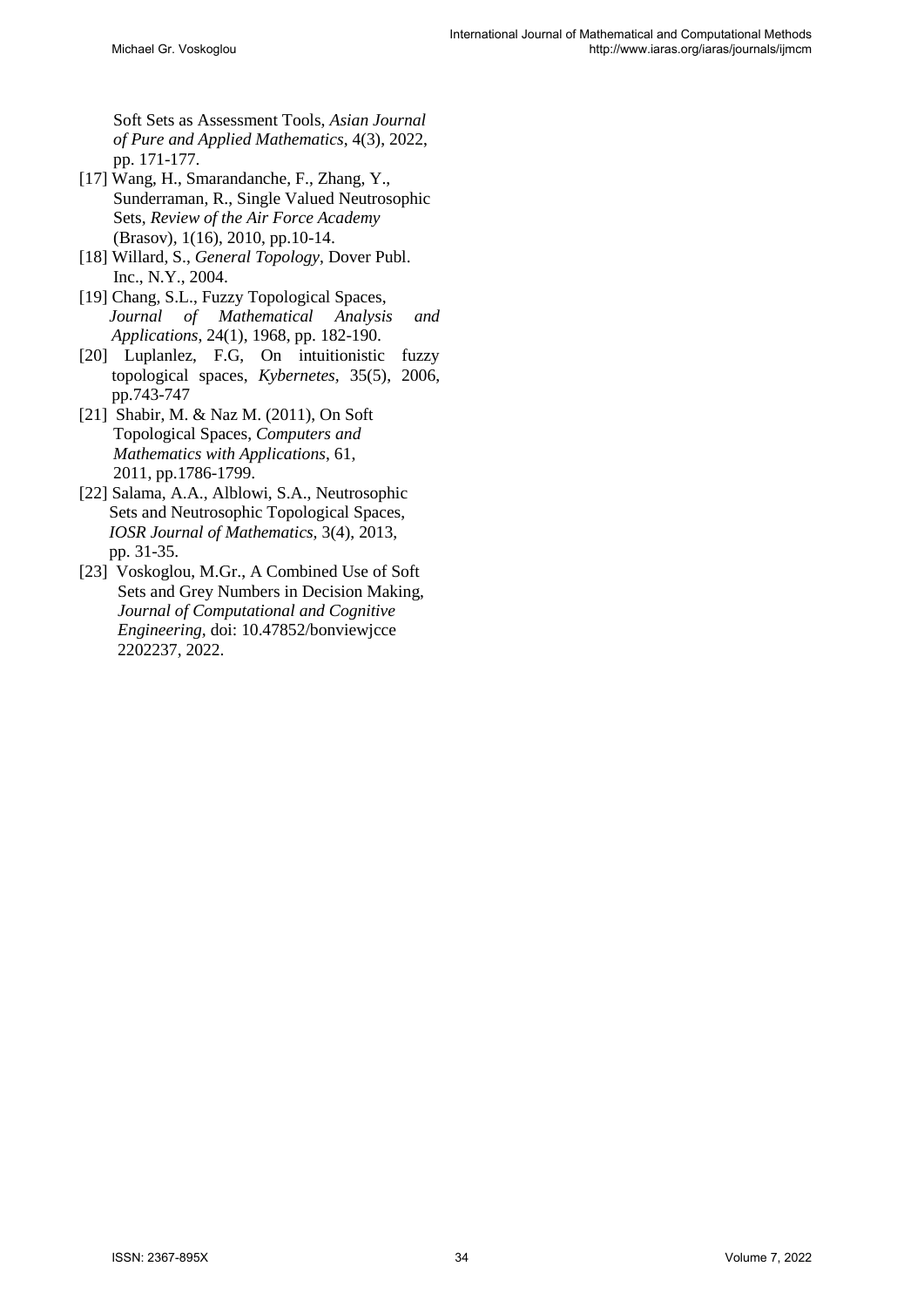Soft Sets as Assessment Tools, *Asian Journal of Pure and Applied Mathematics*, 4(3), 2022, pp. 171-177.

[17] Wang, H., Smarandanche, F., Zhang, Y., Sunderraman, R., Single Valued Neutrosophic Sets, *Review of the Air Force Academy* (Brasov), 1(16), 2010, pp.10-14.

[18] Willard, S., *General Topology*, Dover Publ. Inc., N.Y., 2004.

[19] Chang, S.L., Fuzzy Topological Spaces, *Journal of Mathematical Analysis and Applications*, 24(1), 1968, pp. 182-190.

[20] Luplanlez, F.G, On intuitionistic fuzzy topological spaces, *Kybernetes*, 35(5), 2006, pp.743-747

[21] Shabir, M. & Naz M. (2011), On Soft Topological Spaces, *Computers and Mathematics with Applications*, 61, 2011, pp.1786-1799.

[22] Salama, A.A., Alblowi, S.A., Neutrosophic Sets and Neutrosophic Topological Spaces, *IOSR Journal of Mathematics*, 3(4), 2013, pp. 31-35.

[23] Voskoglou, M.Gr., A Combined Use of Soft Sets and Grey Numbers in Decision Making, *Journal of Computational and Cognitive Engineering*, doi: 10.47852/bonviewjcce 2202237, 2022.